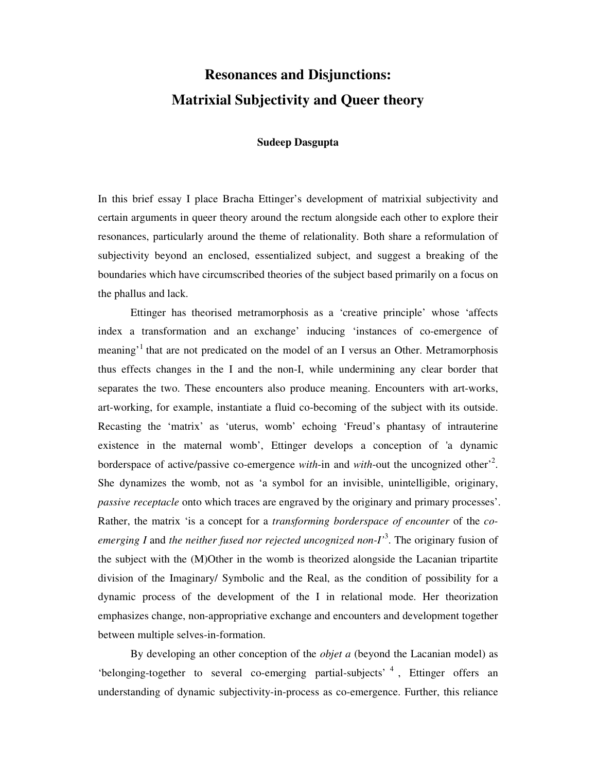# Resonances and Disjunctions:
# Matrixial Subjectivity and Queer theory

**Sudeep Dasgupta**

In this brief essay I place Bracha Ettinger's development of matrixial subjectivity and certain arguments in queer theory around the rectum alongside each other to explore their resonances, particularly around the theme of relationality. Both share a reformulation of subjectivity beyond an enclosed, essentialized subject, and suggest a breaking of the boundaries which have circumscribed theories of the subject based primarily on a focus on the phallus and lack.

Ettinger has theorised metramorphosis as a 'creative principle' whose 'affects index a transformation and an exchange' inducing 'instances of co-emergence of meaning'[1] that are not predicated on the model of an I versus an Other. Metramorphosis thus effects changes in the I and the non-I, while undermining any clear border that separates the two. These encounters also produce meaning. Encounters with art-works, art-working, for example, instantiate a fluid co-becoming of the subject with its outside. Recasting the 'matrix' as 'uterus, womb' echoing 'Freud's phantasy of intrauterine existence in the maternal womb', Ettinger develops a conception of 'a dynamic borderspace of active/passive co-emergence *with*-in and *with*-out the uncognized other'[2]. She dynamizes the womb, not as 'a symbol for an invisible, unintelligible, originary, *passive receptacle* onto which traces are engraved by the originary and primary processes'. Rather, the matrix 'is a concept for a *transforming borderspace of encounter* of the *co-emerging I* and *the neither fused nor rejected uncognized non-I*'[3]. The originary fusion of the subject with the (M)Other in the womb is theorized alongside the Lacanian tripartite division of the Imaginary/ Symbolic and the Real, as the condition of possibility for a dynamic process of the development of the I in relational mode. Her theorization emphasizes change, non-appropriative exchange and encounters and development together between multiple selves-in-formation.

By developing an other conception of the *objet a* (beyond the Lacanian model) as 'belonging-together to several co-emerging partial-subjects'[4], Ettinger offers an understanding of dynamic subjectivity-in-process as co-emergence. Further, this reliance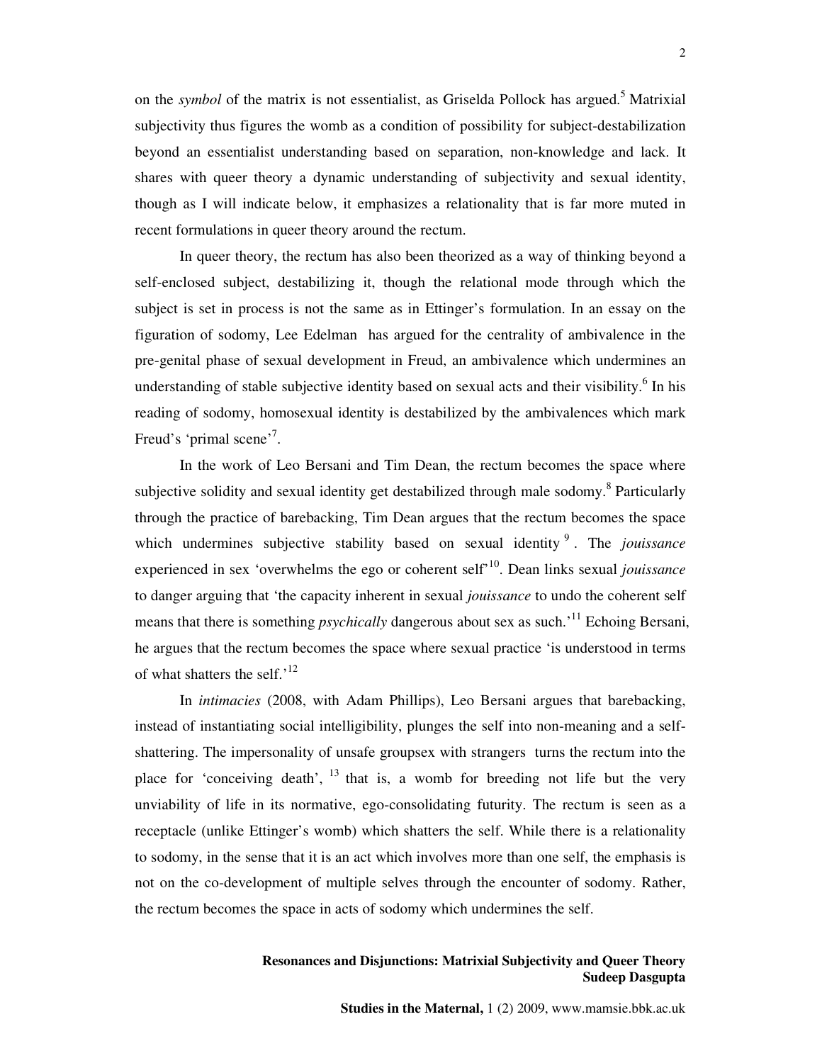on the *symbol* of the matrix is not essentialist, as Griselda Pollock has argued.[5] Matrixial subjectivity thus figures the womb as a condition of possibility for subject-destabilization beyond an essentialist understanding based on separation, non-knowledge and lack. It shares with queer theory a dynamic understanding of subjectivity and sexual identity, though as I will indicate below, it emphasizes a relationality that is far more muted in recent formulations in queer theory around the rectum.

In queer theory, the rectum has also been theorized as a way of thinking beyond a self-enclosed subject, destabilizing it, though the relational mode through which the subject is set in process is not the same as in Ettinger's formulation. In an essay on the figuration of sodomy, Lee Edelman has argued for the centrality of ambivalence in the pre-genital phase of sexual development in Freud, an ambivalence which undermines an understanding of stable subjective identity based on sexual acts and their visibility.[6] In his reading of sodomy, homosexual identity is destabilized by the ambivalences which mark Freud's 'primal scene'[7].

In the work of Leo Bersani and Tim Dean, the rectum becomes the space where subjective solidity and sexual identity get destabilized through male sodomy.[8] Particularly through the practice of barebacking, Tim Dean argues that the rectum becomes the space which undermines subjective stability based on sexual identity[9]. The *jouissance* experienced in sex 'overwhelms the ego or coherent self'[10]. Dean links sexual *jouissance* to danger arguing that 'the capacity inherent in sexual *jouissance* to undo the coherent self means that there is something *psychically* dangerous about sex as such.'[11] Echoing Bersani, he argues that the rectum becomes the space where sexual practice 'is understood in terms of what shatters the self.'[12]

In *intimacies* (2008, with Adam Phillips), Leo Bersani argues that barebacking, instead of instantiating social intelligibility, plunges the self into non-meaning and a self-shattering. The impersonality of unsafe groupsex with strangers turns the rectum into the place for 'conceiving death', [13] that is, a womb for breeding not life but the very unviability of life in its normative, ego-consolidating futurity. The rectum is seen as a receptacle (unlike Ettinger's womb) which shatters the self. While there is a relationality to sodomy, in the sense that it is an act which involves more than one self, the emphasis is not on the co-development of multiple selves through the encounter of sodomy. Rather, the rectum becomes the space in acts of sodomy which undermines the self.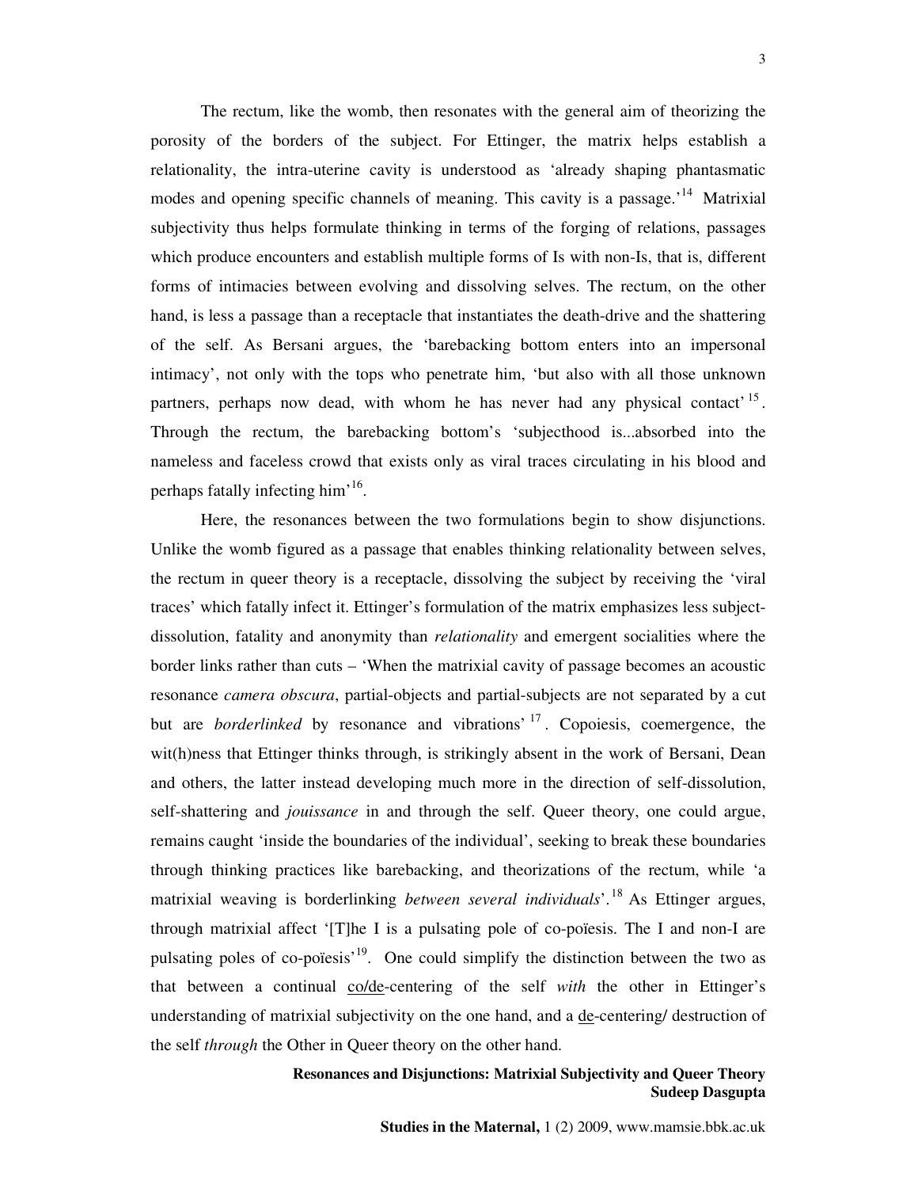The rectum, like the womb, then resonates with the general aim of theorizing the porosity of the borders of the subject. For Ettinger, the matrix helps establish a relationality, the intra-uterine cavity is understood as 'already shaping phantasmatic modes and opening specific channels of meaning. This cavity is a passage.'[14] Matrixial subjectivity thus helps formulate thinking in terms of the forging of relations, passages which produce encounters and establish multiple forms of Is with non-Is, that is, different forms of intimacies between evolving and dissolving selves. The rectum, on the other hand, is less a passage than a receptacle that instantiates the death-drive and the shattering of the self. As Bersani argues, the 'barebacking bottom enters into an impersonal intimacy', not only with the tops who penetrate him, 'but also with all those unknown partners, perhaps now dead, with whom he has never had any physical contact'[15]. Through the rectum, the barebacking bottom's 'subjecthood is...absorbed into the nameless and faceless crowd that exists only as viral traces circulating in his blood and perhaps fatally infecting him'[16].

Here, the resonances between the two formulations begin to show disjunctions. Unlike the womb figured as a passage that enables thinking relationality between selves, the rectum in queer theory is a receptacle, dissolving the subject by receiving the 'viral traces' which fatally infect it. Ettinger's formulation of the matrix emphasizes less subject-dissolution, fatality and anonymity than *relationality* and emergent socialities where the border links rather than cuts – 'When the matrixial cavity of passage becomes an acoustic resonance *camera obscura*, partial-objects and partial-subjects are not separated by a cut but are *borderlinked* by resonance and vibrations'[17]. Copoiesis, coemergence, the wit(h)ness that Ettinger thinks through, is strikingly absent in the work of Bersani, Dean and others, the latter instead developing much more in the direction of self-dissolution, self-shattering and *jouissance* in and through the self. Queer theory, one could argue, remains caught 'inside the boundaries of the individual', seeking to break these boundaries through thinking practices like barebacking, and theorizations of the rectum, while 'a matrixial weaving is borderlinking *between several individuals*'.[18] As Ettinger argues, through matrixial affect '[T]he I is a pulsating pole of co-poïesis. The I and non-I are pulsating poles of co-poïesis'[19]. One could simplify the distinction between the two as that between a continual <u>co/de</u>-centering of the self *with* the other in Ettinger's understanding of matrixial subjectivity on the one hand, and a <u>de</u>-centering/ destruction of the self *through* the Other in Queer theory on the other hand.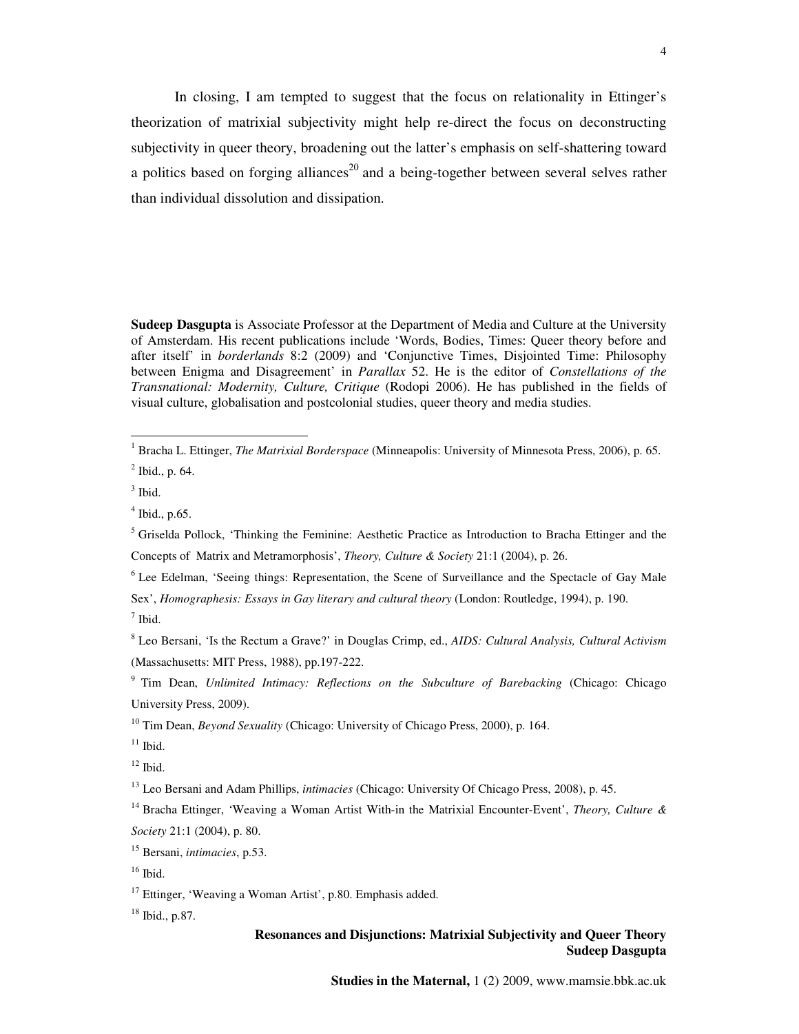In closing, I am tempted to suggest that the focus on relationality in Ettinger's theorization of matrixial subjectivity might help re-direct the focus on deconstructing subjectivity in queer theory, broadening out the latter's emphasis on self-shattering toward a politics based on forging alliances[20] and a being-together between several selves rather than individual dissolution and dissipation.

**Sudeep Dasgupta** is Associate Professor at the Department of Media and Culture at the University of Amsterdam. His recent publications include 'Words, Bodies, Times: Queer theory before and after itself' in *borderlands* 8:2 (2009) and 'Conjunctive Times, Disjointed Time: Philosophy between Enigma and Disagreement' in *Parallax* 52. He is the editor of *Constellations of the Transnational: Modernity, Culture, Critique* (Rodopi 2006). He has published in the fields of visual culture, globalisation and postcolonial studies, queer theory and media studies.

---

[1] Bracha L. Ettinger, *The Matrixial Borderspace* (Minneapolis: University of Minnesota Press, 2006), p. 65.

[2] Ibid., p. 64.

[3] Ibid.

[4] Ibid., p.65.

[5] Griselda Pollock, 'Thinking the Feminine: Aesthetic Practice as Introduction to Bracha Ettinger and the Concepts of Matrix and Metramorphosis', *Theory, Culture & Society* 21:1 (2004), p. 26.

[6] Lee Edelman, 'Seeing things: Representation, the Scene of Surveillance and the Spectacle of Gay Male Sex', *Homographesis: Essays in Gay literary and cultural theory* (London: Routledge, 1994), p. 190.

[7] Ibid.

[8] Leo Bersani, 'Is the Rectum a Grave?' in Douglas Crimp, ed., *AIDS: Cultural Analysis, Cultural Activism* (Massachusetts: MIT Press, 1988), pp.197-222.

[9] Tim Dean, *Unlimited Intimacy: Reflections on the Subculture of Barebacking* (Chicago: Chicago University Press, 2009).

[10] Tim Dean, *Beyond Sexuality* (Chicago: University of Chicago Press, 2000), p. 164.

[11] Ibid.

[12] Ibid.

[13] Leo Bersani and Adam Phillips, *intimacies* (Chicago: University Of Chicago Press, 2008), p. 45.

[14] Bracha Ettinger, 'Weaving a Woman Artist With-in the Matrixial Encounter-Event', *Theory, Culture & Society* 21:1 (2004), p. 80.

[15] Bersani, *intimacies*, p.53.

[16] Ibid.

[17] Ettinger, 'Weaving a Woman Artist', p.80. Emphasis added.

[18] Ibid., p.87.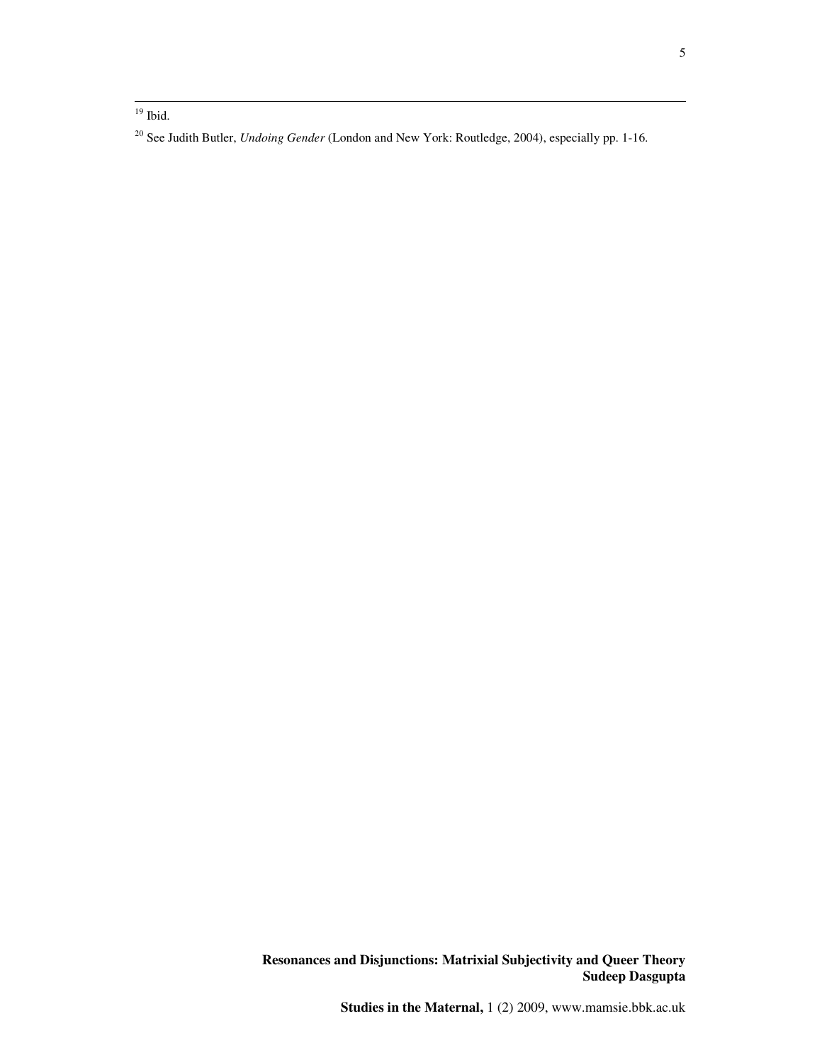[19] Ibid.

[20] See Judith Butler, *Undoing Gender* (London and New York: Routledge, 2004), especially pp. 1-16.